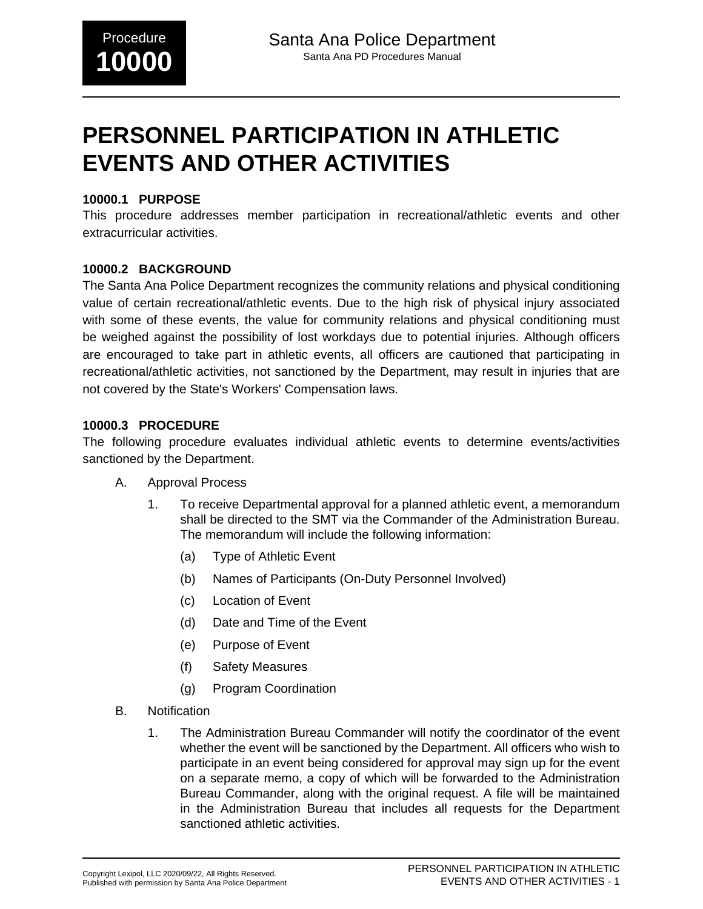# PERSONNEL PARTICIPATION IN ATHLETIC EVENTS AND OTHER ACTIVITIES

### 10000.1 PURPOSE

This procedure addresses member participation in recreational/athletic events and other extracurricular activities.

### 10000.2 BACKGROUND

The Santa Ana Police Department recognizes the community relations and physical conditioning value of certain recreational/athletic events. Due to the high risk of physical injury associated with some of these events, the value for community relations and physical conditioning must be weighed against the possibility of lost workdays due to potential injuries. Although officers are encouraged to take part in athletic events, all officers are cautioned that participating in recreational/athletic activities, not sanctioned by the Department, may result in injuries that are not covered by the State's Workers' Compensation laws.

### 10000.3 PROCEDURE

The following procedure evaluates individual athletic events to determine events/activities sanctioned by the Department.

A. Approval Process

   1. To receive Departmental approval for a planned athletic event, a memorandum shall be directed to the SMT via the Commander of the Administration Bureau. The memorandum will include the following information:

      (a) Type of Athletic Event

      (b) Names of Participants (On-Duty Personnel Involved)

      (c) Location of Event

      (d) Date and Time of the Event

      (e) Purpose of Event

      (f) Safety Measures

      (g) Program Coordination

B. Notification

   1. The Administration Bureau Commander will notify the coordinator of the event whether the event will be sanctioned by the Department. All officers who wish to participate in an event being considered for approval may sign up for the event on a separate memo, a copy of which will be forwarded to the Administration Bureau Commander, along with the original request. A file will be maintained in the Administration Bureau that includes all requests for the Department sanctioned athletic activities.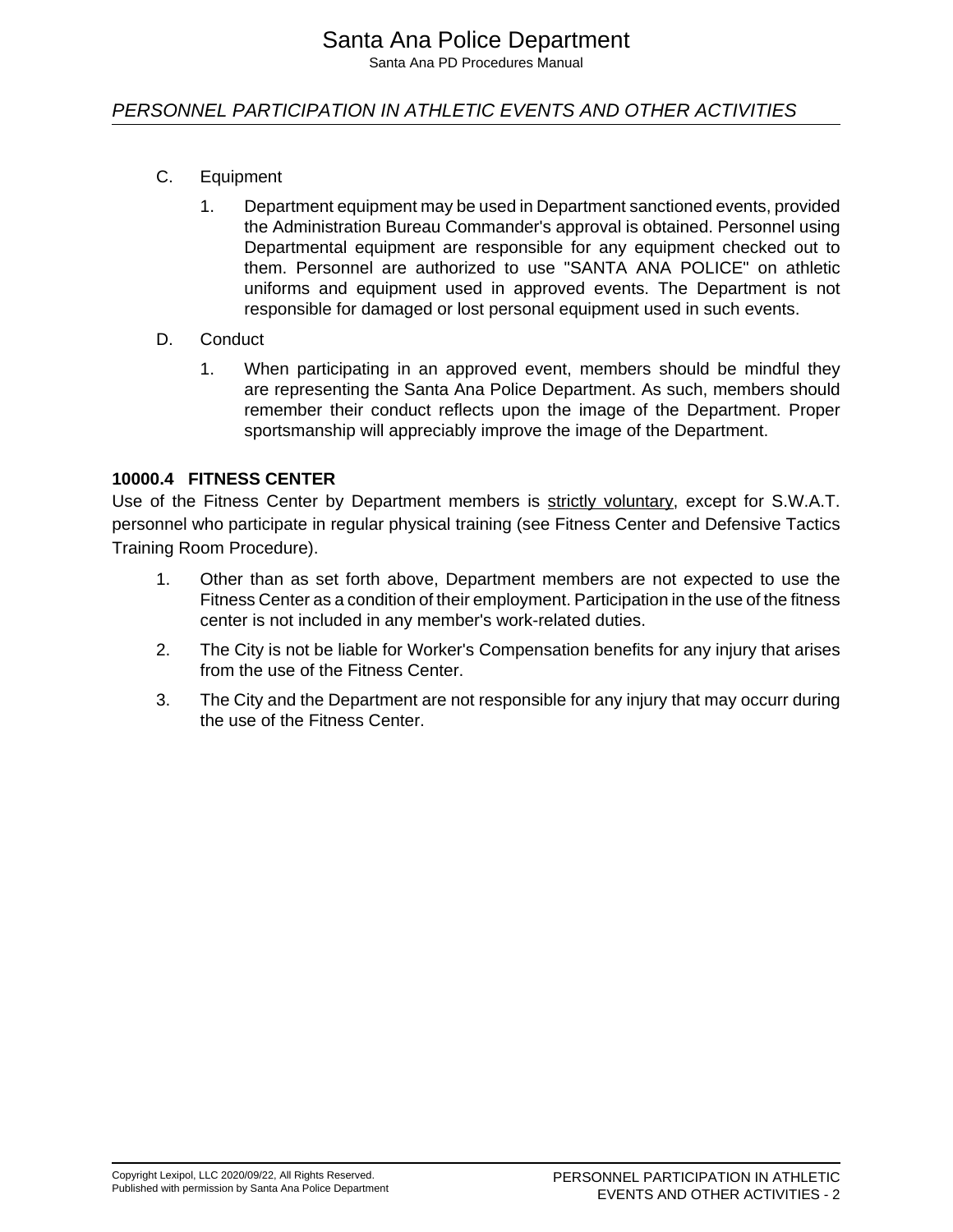C. Equipment

1. Department equipment may be used in Department sanctioned events, provided the Administration Bureau Commander's approval is obtained. Personnel using Departmental equipment are responsible for any equipment checked out to them. Personnel are authorized to use "SANTA ANA POLICE" on athletic uniforms and equipment used in approved events. The Department is not responsible for damaged or lost personal equipment used in such events.

D. Conduct

1. When participating in an approved event, members should be mindful they are representing the Santa Ana Police Department. As such, members should remember their conduct reflects upon the image of the Department. Proper sportsmanship will appreciably improve the image of the Department.

## 10000.4 FITNESS CENTER

Use of the Fitness Center by Department members is <u>strictly voluntary</u>, except for S.W.A.T. personnel who participate in regular physical training (see Fitness Center and Defensive Tactics Training Room Procedure).

1. Other than as set forth above, Department members are not expected to use the Fitness Center as a condition of their employment. Participation in the use of the fitness center is not included in any member's work-related duties.
2. The City is not be liable for Worker's Compensation benefits for any injury that arises from the use of the Fitness Center.
3. The City and the Department are not responsible for any injury that may occurr during the use of the Fitness Center.